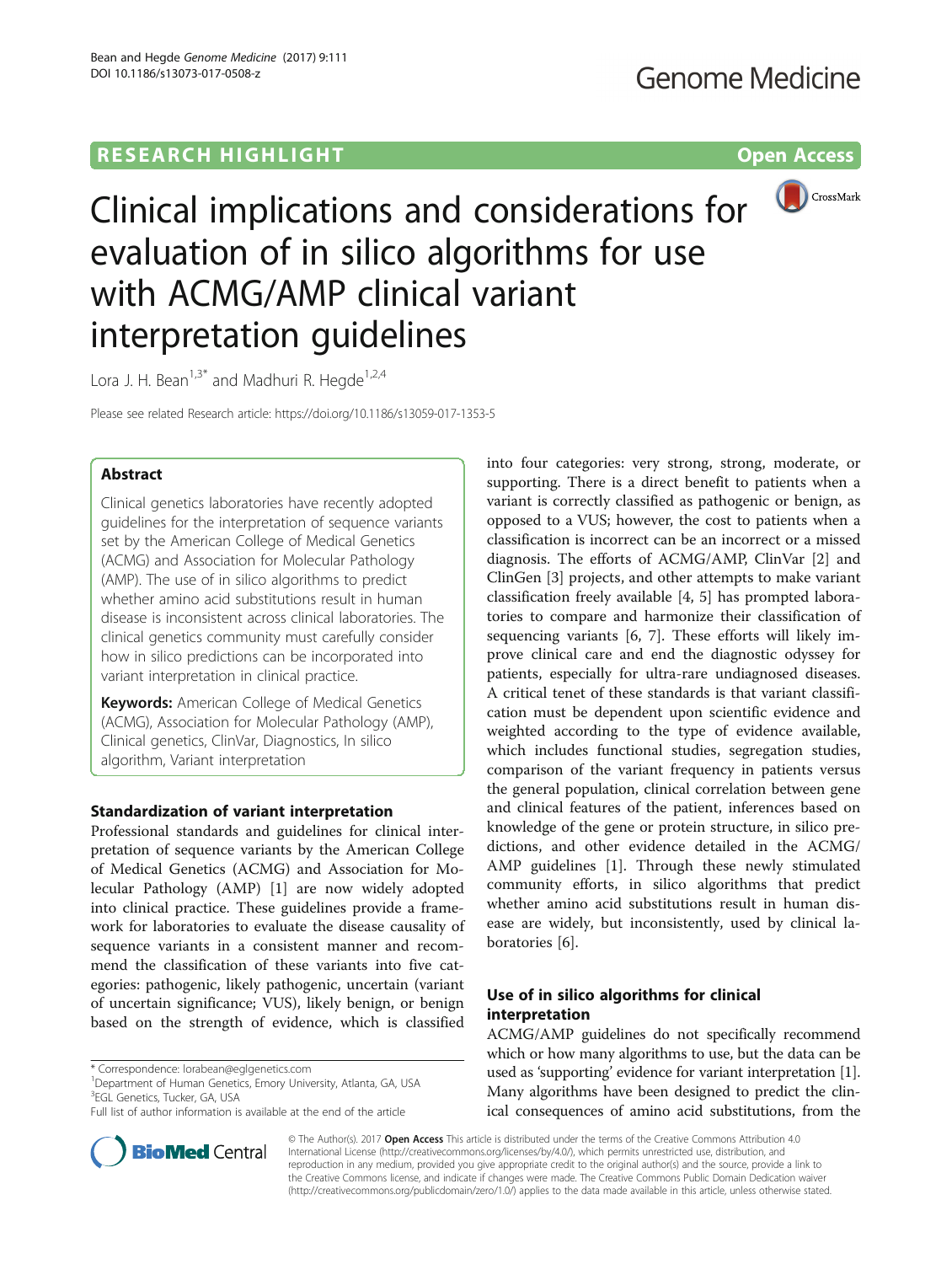**RESEARCH HIGHLIGHT** **Open Access**

# Clinical implications and considerations for evaluation of in silico algorithms for use with ACMG/AMP clinical variant interpretation guidelines

Lora J. H. Bean[1,3*] and Madhuri R. Hegde[1,2,4]

Please see related Research article: https://doi.org/10.1186/s13059-017-1353-5

## Abstract

Clinical genetics laboratories have recently adopted guidelines for the interpretation of sequence variants set by the American College of Medical Genetics (ACMG) and Association for Molecular Pathology (AMP). The use of in silico algorithms to predict whether amino acid substitutions result in human disease is inconsistent across clinical laboratories. The clinical genetics community must carefully consider how in silico predictions can be incorporated into variant interpretation in clinical practice.

**Keywords:** American College of Medical Genetics (ACMG), Association for Molecular Pathology (AMP), Clinical genetics, ClinVar, Diagnostics, In silico algorithm, Variant interpretation

## Standardization of variant interpretation

Professional standards and guidelines for clinical interpretation of sequence variants by the American College of Medical Genetics (ACMG) and Association for Molecular Pathology (AMP) [1] are now widely adopted into clinical practice. These guidelines provide a framework for laboratories to evaluate the disease causality of sequence variants in a consistent manner and recommend the classification of these variants into five categories: pathogenic, likely pathogenic, uncertain (variant of uncertain significance; VUS), likely benign, or benign based on the strength of evidence, which is classified into four categories: very strong, strong, moderate, or supporting. There is a direct benefit to patients when a variant is correctly classified as pathogenic or benign, as opposed to a VUS; however, the cost to patients when a classification is incorrect can be an incorrect or a missed diagnosis. The efforts of ACMG/AMP, ClinVar [2] and ClinGen [3] projects, and other attempts to make variant classification freely available [4, 5] has prompted laboratories to compare and harmonize their classification of sequencing variants [6, 7]. These efforts will likely improve clinical care and end the diagnostic odyssey for patients, especially for ultra-rare undiagnosed diseases. A critical tenet of these standards is that variant classification must be dependent upon scientific evidence and weighted according to the type of evidence available, which includes functional studies, segregation studies, comparison of the variant frequency in patients versus the general population, clinical correlation between gene and clinical features of the patient, inferences based on knowledge of the gene or protein structure, in silico predictions, and other evidence detailed in the ACMG/AMP guidelines [1]. Through these newly stimulated community efforts, in silico algorithms that predict whether amino acid substitutions result in human disease are widely, but inconsistently, used by clinical laboratories [6].

## Use of in silico algorithms for clinical interpretation

ACMG/AMP guidelines do not specifically recommend which or how many algorithms to use, but the data can be used as 'supporting' evidence for variant interpretation [1]. Many algorithms have been designed to predict the clinical consequences of amino acid substitutions, from the

\* Correspondence: lorabean@eglgenetics.com
[1]Department of Human Genetics, Emory University, Atlanta, GA, USA
[3]EGL Genetics, Tucker, GA, USA
Full list of author information is available at the end of the article

© The Author(s). 2017 **Open Access** This article is distributed under the terms of the Creative Commons Attribution 4.0 International License (http://creativecommons.org/licenses/by/4.0/), which permits unrestricted use, distribution, and reproduction in any medium, provided you give appropriate credit to the original author(s) and the source, provide a link to the Creative Commons license, and indicate if changes were made. The Creative Commons Public Domain Dedication waiver (http://creativecommons.org/publicdomain/zero/1.0/) applies to the data made available in this article, unless otherwise stated.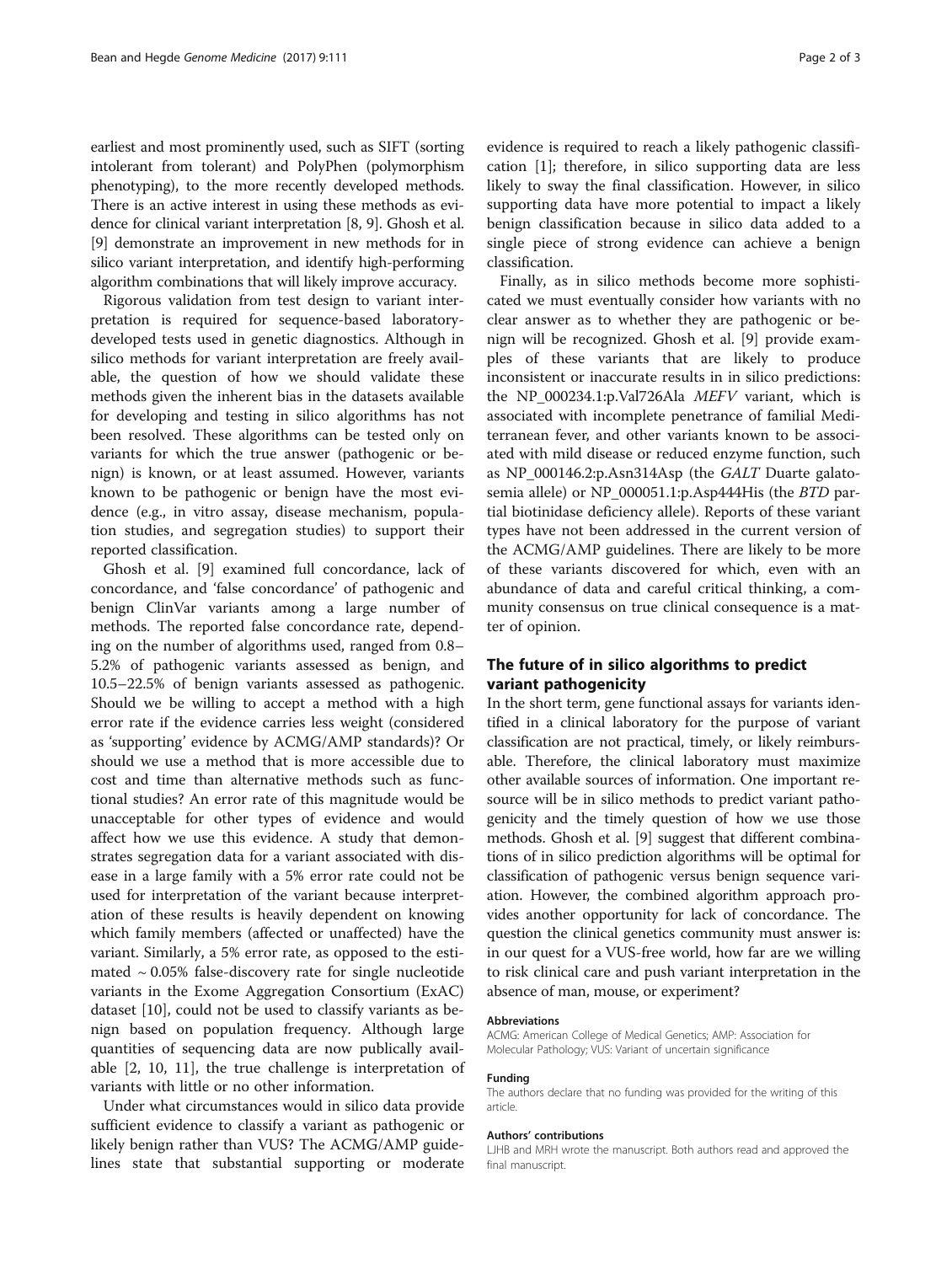earliest and most prominently used, such as SIFT (sorting intolerant from tolerant) and PolyPhen (polymorphism phenotyping), to the more recently developed methods. There is an active interest in using these methods as evidence for clinical variant interpretation [8, 9]. Ghosh et al. [9] demonstrate an improvement in new methods for in silico variant interpretation, and identify high-performing algorithm combinations that will likely improve accuracy.

Rigorous validation from test design to variant interpretation is required for sequence-based laboratory-developed tests used in genetic diagnostics. Although in silico methods for variant interpretation are freely available, the question of how we should validate these methods given the inherent bias in the datasets available for developing and testing in silico algorithms has not been resolved. These algorithms can be tested only on variants for which the true answer (pathogenic or benign) is known, or at least assumed. However, variants known to be pathogenic or benign have the most evidence (e.g., in vitro assay, disease mechanism, population studies, and segregation studies) to support their reported classification.

Ghosh et al. [9] examined full concordance, lack of concordance, and 'false concordance' of pathogenic and benign ClinVar variants among a large number of methods. The reported false concordance rate, depending on the number of algorithms used, ranged from 0.8–5.2% of pathogenic variants assessed as benign, and 10.5–22.5% of benign variants assessed as pathogenic. Should we be willing to accept a method with a high error rate if the evidence carries less weight (considered as 'supporting' evidence by ACMG/AMP standards)? Or should we use a method that is more accessible due to cost and time than alternative methods such as functional studies? An error rate of this magnitude would be unacceptable for other types of evidence and would affect how we use this evidence. A study that demonstrates segregation data for a variant associated with disease in a large family with a 5% error rate could not be used for interpretation of the variant because interpretation of these results is heavily dependent on knowing which family members (affected or unaffected) have the variant. Similarly, a 5% error rate, as opposed to the estimated ~ 0.05% false-discovery rate for single nucleotide variants in the Exome Aggregation Consortium (ExAC) dataset [10], could not be used to classify variants as benign based on population frequency. Although large quantities of sequencing data are now publically available [2, 10, 11], the true challenge is interpretation of variants with little or no other information.

Under what circumstances would in silico data provide sufficient evidence to classify a variant as pathogenic or likely benign rather than VUS? The ACMG/AMP guidelines state that substantial supporting or moderate evidence is required to reach a likely pathogenic classification [1]; therefore, in silico supporting data are less likely to sway the final classification. However, in silico supporting data have more potential to impact a likely benign classification because in silico data added to a single piece of strong evidence can achieve a benign classification.

Finally, as in silico methods become more sophisticated we must eventually consider how variants with no clear answer as to whether they are pathogenic or benign will be recognized. Ghosh et al. [9] provide examples of these variants that are likely to produce inconsistent or inaccurate results in in silico predictions: the NP_000234.1:p.Val726Ala *MEFV* variant, which is associated with incomplete penetrance of familial Mediterranean fever, and other variants known to be associated with mild disease or reduced enzyme function, such as NP_000146.2:p.Asn314Asp (the *GALT* Duarte galactosemia allele) or NP_000051.1:p.Asp444His (the *BTD* partial biotinidase deficiency allele). Reports of these variant types have not been addressed in the current version of the ACMG/AMP guidelines. There are likely to be more of these variants discovered for which, even with an abundance of data and careful critical thinking, a community consensus on true clinical consequence is a matter of opinion.

## The future of in silico algorithms to predict variant pathogenicity

In the short term, gene functional assays for variants identified in a clinical laboratory for the purpose of variant classification are not practical, timely, or likely reimbursable. Therefore, the clinical laboratory must maximize other available sources of information. One important resource will be in silico methods to predict variant pathogenicity and the timely question of how we use those methods. Ghosh et al. [9] suggest that different combinations of in silico prediction algorithms will be optimal for classification of pathogenic versus benign sequence variation. However, the combined algorithm approach provides another opportunity for lack of concordance. The question the clinical genetics community must answer is: in our quest for a VUS-free world, how far are we willing to risk clinical care and push variant interpretation in the absence of man, mouse, or experiment?

#### Abbreviations

ACMG: American College of Medical Genetics; AMP: Association for Molecular Pathology; VUS: Variant of uncertain significance

#### Funding

The authors declare that no funding was provided for the writing of this article.

#### Authors' contributions

LJHB and MRH wrote the manuscript. Both authors read and approved the final manuscript.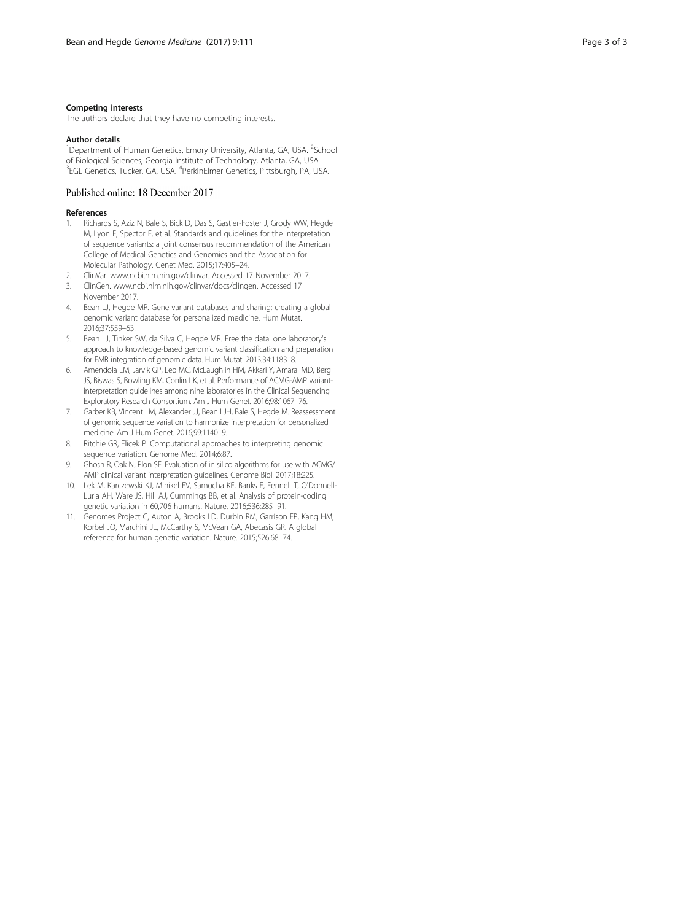#### Competing interests

The authors declare that they have no competing interests.

#### Author details

[1]Department of Human Genetics, Emory University, Atlanta, GA, USA. [2]School of Biological Sciences, Georgia Institute of Technology, Atlanta, GA, USA. [3]EGL Genetics, Tucker, GA, USA. [4]PerkinElmer Genetics, Pittsburgh, PA, USA.

Published online: 18 December 2017

#### References

1. Richards S, Aziz N, Bale S, Bick D, Das S, Gastier-Foster J, Grody WW, Hegde M, Lyon E, Spector E, et al. Standards and guidelines for the interpretation of sequence variants: a joint consensus recommendation of the American College of Medical Genetics and Genomics and the Association for Molecular Pathology. Genet Med. 2015;17:405–24.
2. ClinVar. www.ncbi.nlm.nih.gov/clinvar. Accessed 17 November 2017.
3. ClinGen. www.ncbi.nlm.nih.gov/clinvar/docs/clingen. Accessed 17 November 2017.
4. Bean LJ, Hegde MR. Gene variant databases and sharing: creating a global genomic variant database for personalized medicine. Hum Mutat. 2016;37:559–63.
5. Bean LJ, Tinker SW, da Silva C, Hegde MR. Free the data: one laboratory's approach to knowledge-based genomic variant classification and preparation for EMR integration of genomic data. Hum Mutat. 2013;34:1183–8.
6. Amendola LM, Jarvik GP, Leo MC, McLaughlin HM, Akkari Y, Amaral MD, Berg JS, Biswas S, Bowling KM, Conlin LK, et al. Performance of ACMG-AMP variant-interpretation guidelines among nine laboratories in the Clinical Sequencing Exploratory Research Consortium. Am J Hum Genet. 2016;98:1067–76.
7. Garber KB, Vincent LM, Alexander JJ, Bean LJH, Bale S, Hegde M. Reassessment of genomic sequence variation to harmonize interpretation for personalized medicine. Am J Hum Genet. 2016;99:1140–9.
8. Ritchie GR, Flicek P. Computational approaches to interpreting genomic sequence variation. Genome Med. 2014;6:87.
9. Ghosh R, Oak N, Plon SE. Evaluation of in silico algorithms for use with ACMG/AMP clinical variant interpretation guidelines. Genome Biol. 2017;18:225.
10. Lek M, Karczewski KJ, Minikel EV, Samocha KE, Banks E, Fennell T, O'Donnell-Luria AH, Ware JS, Hill AJ, Cummings BB, et al. Analysis of protein-coding genetic variation in 60,706 humans. Nature. 2016;536:285–91.
11. Genomes Project C, Auton A, Brooks LD, Durbin RM, Garrison EP, Kang HM, Korbel JO, Marchini JL, McCarthy S, McVean GA, Abecasis GR. A global reference for human genetic variation. Nature. 2015;526:68–74.